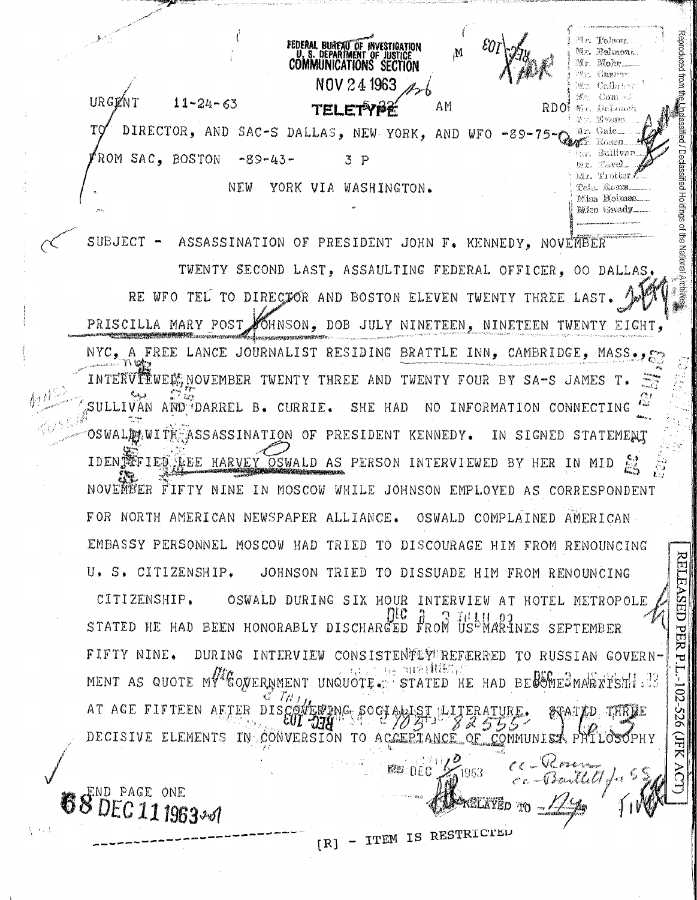FEDERAL BUREAU OF INVESTIGATION
U. S. DEPARTMENT OF JUSTICE
COMMUNICATIONS SECTION

NOV 24 1963

TELETYPE

URGENT 11-24-63 AM RDO

TO DIRECTOR, AND SAC-S DALLAS, NEW YORK, AND WFO -89-75-

FROM SAC, BOSTON -89-43- 3 P

NEW YORK VIA WASHINGTON.

Mr. Tolson
Mr. Belmont
Mr. Mohr
Mr. Casper
Mr. Callahan
Mr. Conrad
Mr. DeLoach
Mr. Evans
Mr. Gale
Mr. Rosen
Mr. Sullivan
Mr. Tavel
Mr. Trotter
Tele. Room
Miss Holmes
Miss Gandy

SUBJECT - ASSASSINATION OF PRESIDENT JOHN F. KENNEDY, NOVEMBER TWENTY SECOND LAST, ASSAULTING FEDERAL OFFICER, OO DALLAS.

RE WFO TEL TO DIRECTOR AND BOSTON ELEVEN TWENTY THREE LAST. PRISCILLA MARY POST JOHNSON, DOB JULY NINETEEN, NINETEEN TWENTY EIGHT, NYC, A FREE LANCE JOURNALIST RESIDING BRATTLE INN, CAMBRIDGE, MASS., INTERVIEWED NOVEMBER TWENTY THREE AND TWENTY FOUR BY SA-S JAMES T. SULLIVAN AND DARREL B. CURRIE. SHE HAD NO INFORMATION CONNECTING OSWALD WITH ASSASSINATION OF PRESIDENT KENNEDY. IN SIGNED STATEMENT IDENTIFIED LEE HARVEY OSWALD AS PERSON INTERVIEWED BY HER IN MID NOVEMBER FIFTY NINE IN MOSCOW WHILE JOHNSON EMPLOYED AS CORRESPONDENT FOR NORTH AMERICAN NEWSPAPER ALLIANCE. OSWALD COMPLAINED AMERICAN EMBASSY PERSONNEL MOSCOW HAD TRIED TO DISCOURAGE HIM FROM RENOUNCING U. S. CITIZENSHIP. JOHNSON TRIED TO DISSUADE HIM FROM RENOUNCING CITIZENSHIP. OSWALD DURING SIX HOUR INTERVIEW AT HOTEL METROPOLE STATED HE HAD BEEN HONORABLY DISCHARGED FROM US MARINES SEPTEMBER FIFTY NINE. DURING INTERVIEW CONSISTENTLY REFERRED TO RUSSIAN GOVERNMENT AS QUOTE MY GOVERNMENT UNQUOTE. STATED HE HAD BECOME MARXIST AT AGE FIFTEEN AFTER DISCOVERING SOCIALIST LITERATURE. STATED THREE DECISIVE ELEMENTS IN CONVERSION TO ACCEPTANCE OF COMMUNIST PHILOSOPHY

REC-103 105-82555-

DEC 1963

cc - Rosen
cc - Bartlett for SS

RELAYED TO NY

END PAGE ONE

68 DEC 11 1963

[R] - ITEM IS RESTRICTED

RELEASED PER P.L. 102-526 (JFK ACT)

Reproduced from the Unclassified / Declassified Holdings of the National Archives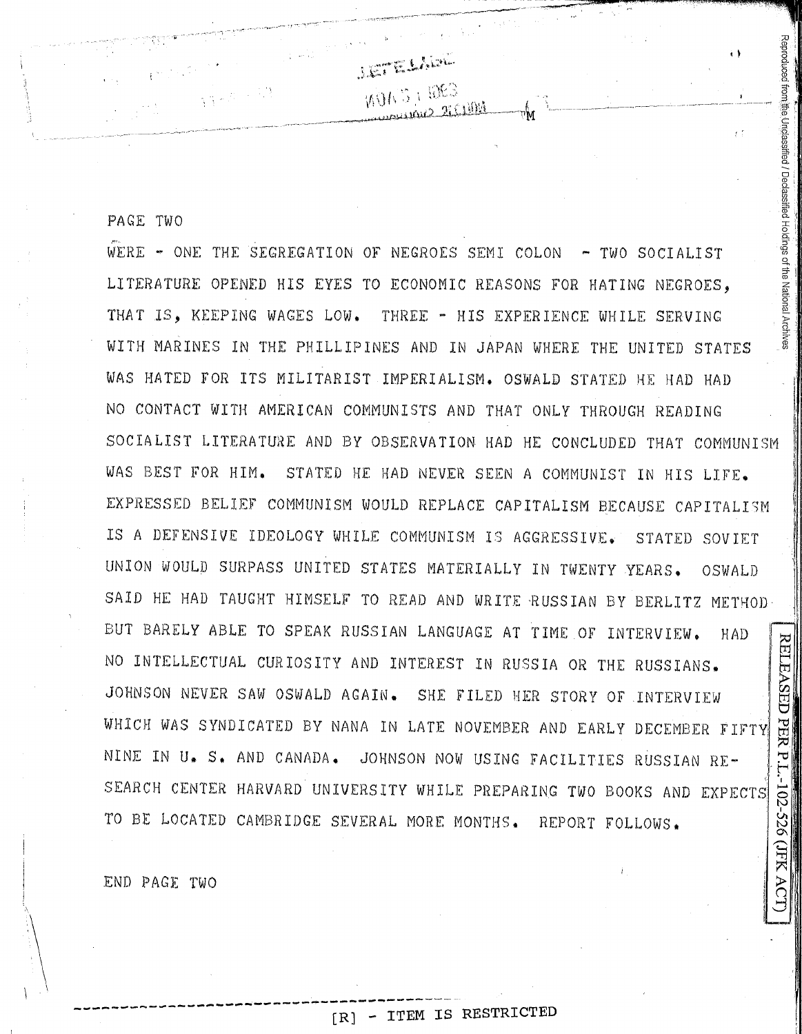PAGE TWO

WERE - ONE THE SEGREGATION OF NEGROES SEMI COLON - TWO SOCIALIST LITERATURE OPENED HIS EYES TO ECONOMIC REASONS FOR HATING NEGROES, THAT IS, KEEPING WAGES LOW. THREE - HIS EXPERIENCE WHILE SERVING WITH MARINES IN THE PHILLIPINES AND IN JAPAN WHERE THE UNITED STATES WAS HATED FOR ITS MILITARIST IMPERIALISM. OSWALD STATED HE HAD HAD NO CONTACT WITH AMERICAN COMMUNISTS AND THAT ONLY THROUGH READING SOCIALIST LITERATURE AND BY OBSERVATION HAD HE CONCLUDED THAT COMMUNISM WAS BEST FOR HIM. STATED HE HAD NEVER SEEN A COMMUNIST IN HIS LIFE. EXPRESSED BELIEF COMMUNISM WOULD REPLACE CAPITALISM BECAUSE CAPITALISM IS A DEFENSIVE IDEOLOGY WHILE COMMUNISM IS AGGRESSIVE. STATED SOVIET UNION WOULD SURPASS UNITED STATES MATERIALLY IN TWENTY YEARS. OSWALD SAID HE HAD TAUGHT HIMSELF TO READ AND WRITE RUSSIAN BY BERLITZ METHOD BUT BARELY ABLE TO SPEAK RUSSIAN LANGUAGE AT TIME OF INTERVIEW. HAD NO INTELLECTUAL CURIOSITY AND INTEREST IN RUSSIA OR THE RUSSIANS. JOHNSON NEVER SAW OSWALD AGAIN. SHE FILED HER STORY OF INTERVIEW WHICH WAS SYNDICATED BY NANA IN LATE NOVEMBER AND EARLY DECEMBER FIFTY NINE IN U. S. AND CANADA. JOHNSON NOW USING FACILITIES RUSSIAN RESEARCH CENTER HARVARD UNIVERSITY WHILE PREPARING TWO BOOKS AND EXPECTS TO BE LOCATED CAMBRIDGE SEVERAL MORE MONTHS. REPORT FOLLOWS.

END PAGE TWO

[R] - ITEM IS RESTRICTED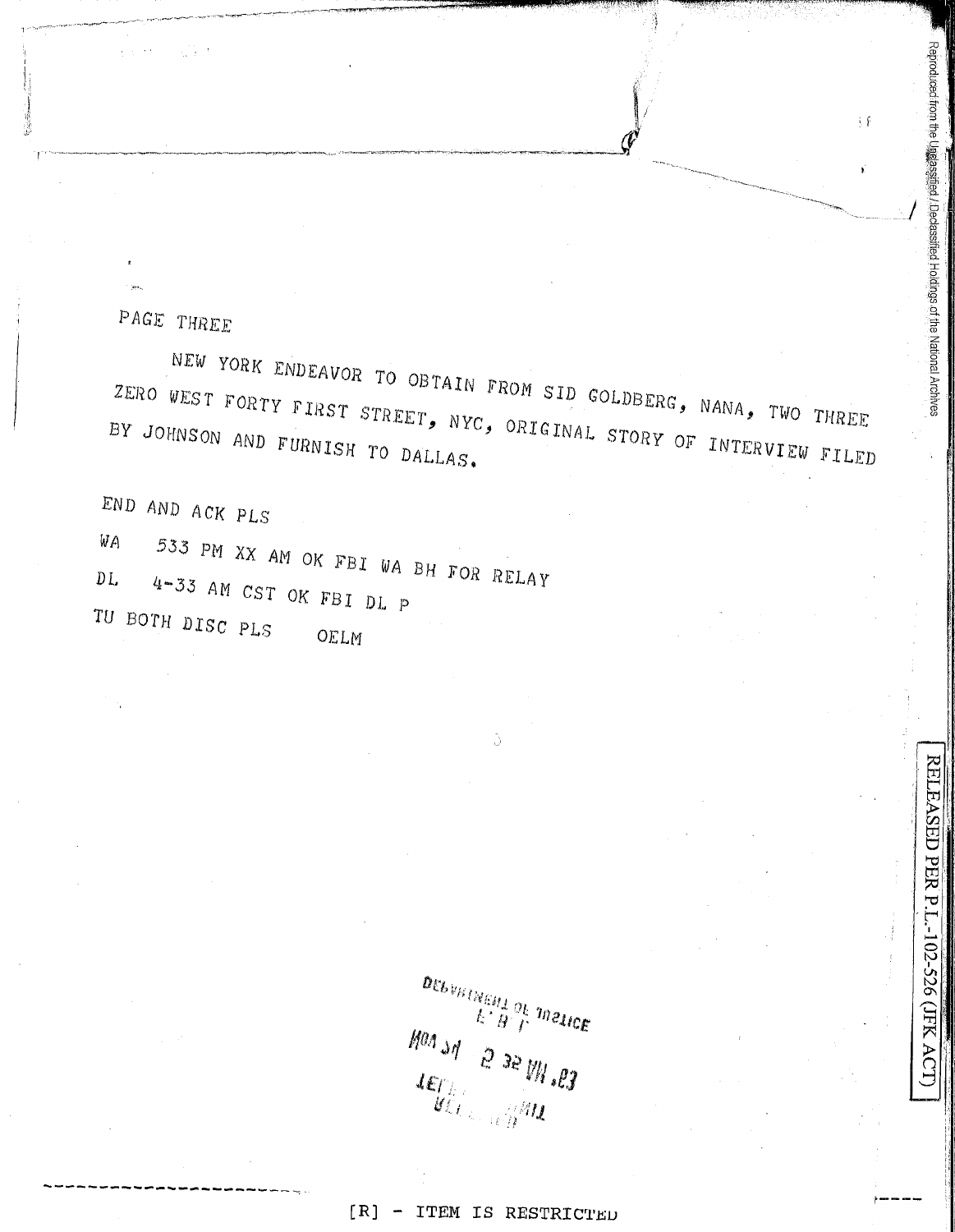PAGE THREE

NEW YORK ENDEAVOR TO OBTAIN FROM SID GOLDBERG, NANA, TWO THREE ZERO WEST FORTY FIRST STREET, NYC, ORIGINAL STORY OF INTERVIEW FILED BY JOHNSON AND FURNISH TO DALLAS.

END AND ACK PLS

WA 533 PM XX AM OK FBI WA BH FOR RELAY

DL 4-33 AM CST OK FBI DL P

TU BOTH DISC PLS OELM

DEPARTMENT OF JUSTICE
F B I
NOV 24 2 32 AM '63

RELEASED PER P.L.-102-526 (JFK ACT)

[R] - ITEM IS RESTRICTED